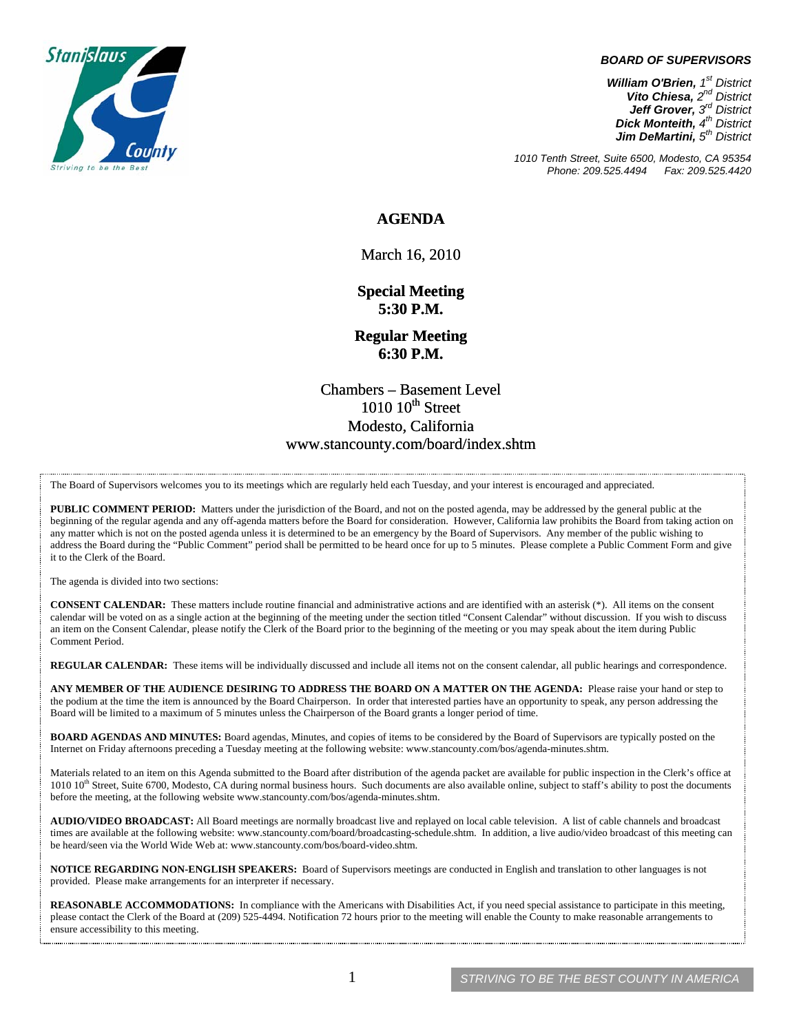Stanislaus County
Striving to be the Best

***BOARD OF SUPERVISORS***

***William O'Brien,** 1st District*
***Vito Chiesa,** 2nd District*
***Jeff Grover,** 3rd District*
***Dick Monteith,** 4th District*
***Jim DeMartini,** 5th District*

*1010 Tenth Street, Suite 6500, Modesto, CA 95354*
*Phone: 209.525.4494     Fax: 209.525.4420*

# AGENDA

March 16, 2010

**Special Meeting**
**5:30 P.M.**

**Regular Meeting**
**6:30 P.M.**

Chambers – Basement Level
1010 10th Street
Modesto, California
www.stancounty.com/board/index.shtm

The Board of Supervisors welcomes you to its meetings which are regularly held each Tuesday, and your interest is encouraged and appreciated.

**PUBLIC COMMENT PERIOD:** Matters under the jurisdiction of the Board, and not on the posted agenda, may be addressed by the general public at the beginning of the regular agenda and any off-agenda matters before the Board for consideration. However, California law prohibits the Board from taking action on any matter which is not on the posted agenda unless it is determined to be an emergency by the Board of Supervisors. Any member of the public wishing to address the Board during the "Public Comment" period shall be permitted to be heard once for up to 5 minutes. Please complete a Public Comment Form and give it to the Clerk of the Board.

The agenda is divided into two sections:

**CONSENT CALENDAR:** These matters include routine financial and administrative actions and are identified with an asterisk (*). All items on the consent calendar will be voted on as a single action at the beginning of the meeting under the section titled "Consent Calendar" without discussion. If you wish to discuss an item on the Consent Calendar, please notify the Clerk of the Board prior to the beginning of the meeting or you may speak about the item during Public Comment Period.

**REGULAR CALENDAR:** These items will be individually discussed and include all items not on the consent calendar, all public hearings and correspondence.

**ANY MEMBER OF THE AUDIENCE DESIRING TO ADDRESS THE BOARD ON A MATTER ON THE AGENDA:** Please raise your hand or step to the podium at the time the item is announced by the Board Chairperson. In order that interested parties have an opportunity to speak, any person addressing the Board will be limited to a maximum of 5 minutes unless the Chairperson of the Board grants a longer period of time.

**BOARD AGENDAS AND MINUTES:** Board agendas, Minutes, and copies of items to be considered by the Board of Supervisors are typically posted on the Internet on Friday afternoons preceding a Tuesday meeting at the following website: www.stancounty.com/bos/agenda-minutes.shtm.

Materials related to an item on this Agenda submitted to the Board after distribution of the agenda packet are available for public inspection in the Clerk's office at 1010 10th Street, Suite 6700, Modesto, CA during normal business hours. Such documents are also available online, subject to staff's ability to post the documents before the meeting, at the following website www.stancounty.com/bos/agenda-minutes.shtm.

**AUDIO/VIDEO BROADCAST:** All Board meetings are normally broadcast live and replayed on local cable television. A list of cable channels and broadcast times are available at the following website: www.stancounty.com/board/broadcasting-schedule.shtm. In addition, a live audio/video broadcast of this meeting can be heard/seen via the World Wide Web at: www.stancounty.com/bos/board-video.shtm.

**NOTICE REGARDING NON-ENGLISH SPEAKERS:** Board of Supervisors meetings are conducted in English and translation to other languages is not provided. Please make arrangements for an interpreter if necessary.

**REASONABLE ACCOMMODATIONS:** In compliance with the Americans with Disabilities Act, if you need special assistance to participate in this meeting, please contact the Clerk of the Board at (209) 525-4494. Notification 72 hours prior to the meeting will enable the County to make reasonable arrangements to ensure accessibility to this meeting.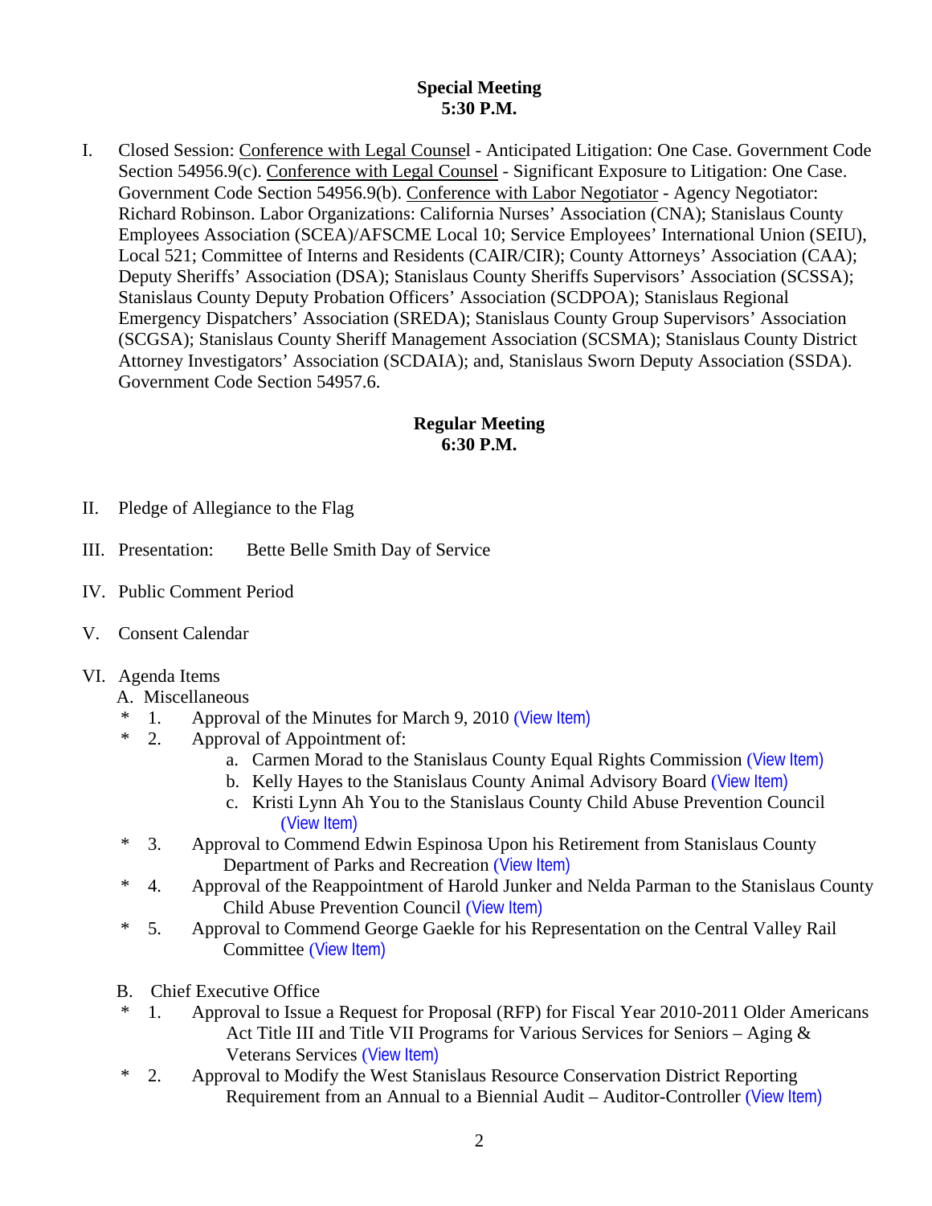**Special Meeting**
**5:30 P.M.**

I. Closed Session: Conference with Legal Counsel - Anticipated Litigation: One Case. Government Code Section 54956.9(c). Conference with Legal Counsel - Significant Exposure to Litigation: One Case. Government Code Section 54956.9(b). Conference with Labor Negotiator - Agency Negotiator: Richard Robinson. Labor Organizations: California Nurses' Association (CNA); Stanislaus County Employees Association (SCEA)/AFSCME Local 10; Service Employees' International Union (SEIU), Local 521; Committee of Interns and Residents (CAIR/CIR); County Attorneys' Association (CAA); Deputy Sheriffs' Association (DSA); Stanislaus County Sheriffs Supervisors' Association (SCSSA); Stanislaus County Deputy Probation Officers' Association (SCDPOA); Stanislaus Regional Emergency Dispatchers' Association (SREDA); Stanislaus County Group Supervisors' Association (SCGSA); Stanislaus County Sheriff Management Association (SCSMA); Stanislaus County District Attorney Investigators' Association (SCDAIA); and, Stanislaus Sworn Deputy Association (SSDA). Government Code Section 54957.6.

**Regular Meeting**
**6:30 P.M.**

II. Pledge of Allegiance to the Flag

III. Presentation: Bette Belle Smith Day of Service

IV. Public Comment Period

V. Consent Calendar

VI. Agenda Items

A. Miscellaneous

\* 1. Approval of the Minutes for March 9, 2010 (View Item)

\* 2. Approval of Appointment of:

a. Carmen Morad to the Stanislaus County Equal Rights Commission (View Item)

b. Kelly Hayes to the Stanislaus County Animal Advisory Board (View Item)

c. Kristi Lynn Ah You to the Stanislaus County Child Abuse Prevention Council (View Item)

\* 3. Approval to Commend Edwin Espinosa Upon his Retirement from Stanislaus County Department of Parks and Recreation (View Item)

\* 4. Approval of the Reappointment of Harold Junker and Nelda Parman to the Stanislaus County Child Abuse Prevention Council (View Item)

\* 5. Approval to Commend George Gaekle for his Representation on the Central Valley Rail Committee (View Item)

B. Chief Executive Office

\* 1. Approval to Issue a Request for Proposal (RFP) for Fiscal Year 2010-2011 Older Americans Act Title III and Title VII Programs for Various Services for Seniors – Aging & Veterans Services (View Item)

\* 2. Approval to Modify the West Stanislaus Resource Conservation District Reporting Requirement from an Annual to a Biennial Audit – Auditor-Controller (View Item)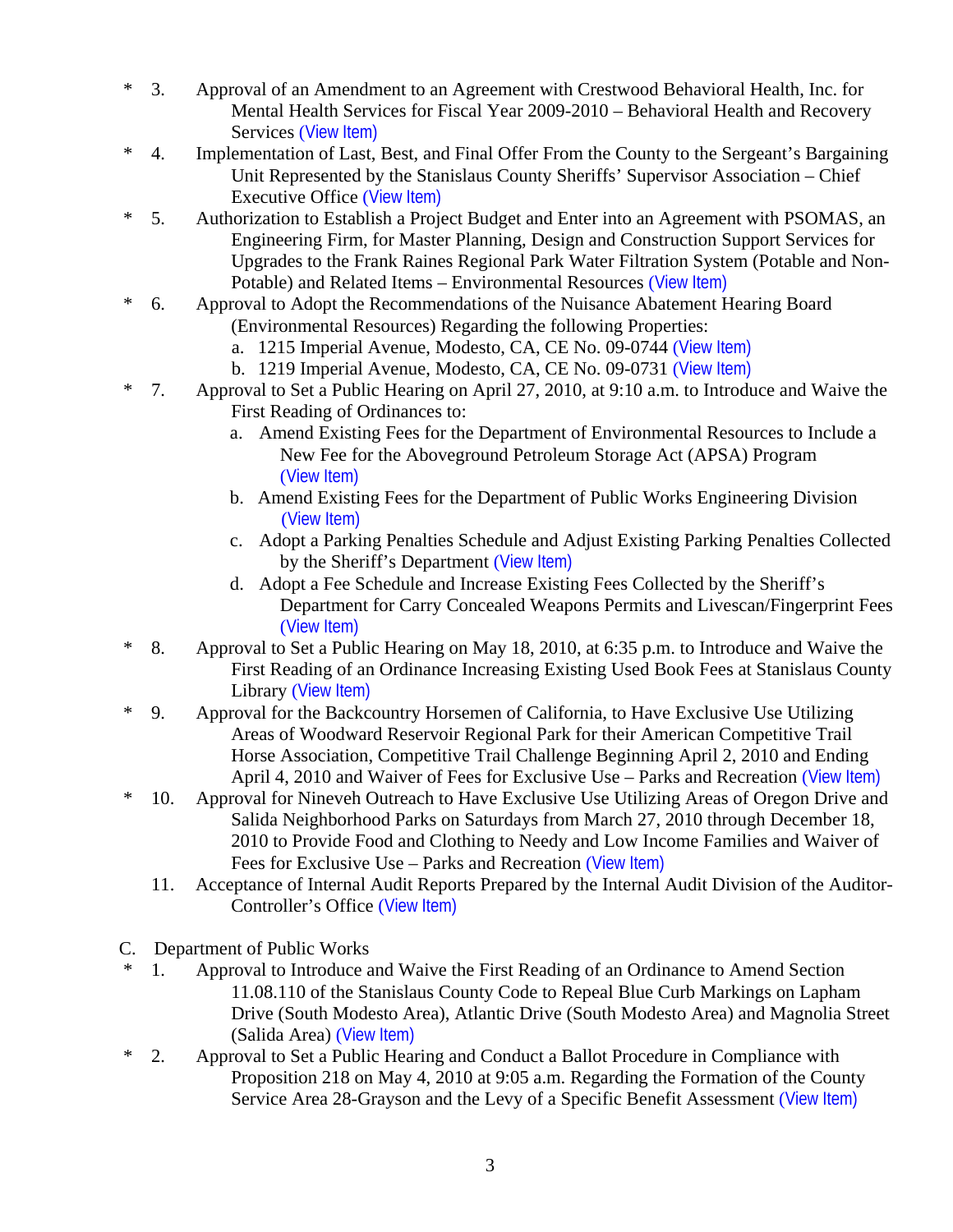- \* 3. Approval of an Amendment to an Agreement with Crestwood Behavioral Health, Inc. for Mental Health Services for Fiscal Year 2009-2010 – Behavioral Health and Recovery Services (View Item)
- \* 4. Implementation of Last, Best, and Final Offer From the County to the Sergeant's Bargaining Unit Represented by the Stanislaus County Sheriffs' Supervisor Association – Chief Executive Office (View Item)
- \* 5. Authorization to Establish a Project Budget and Enter into an Agreement with PSOMAS, an Engineering Firm, for Master Planning, Design and Construction Support Services for Upgrades to the Frank Raines Regional Park Water Filtration System (Potable and Non-Potable) and Related Items – Environmental Resources (View Item)
- \* 6. Approval to Adopt the Recommendations of the Nuisance Abatement Hearing Board (Environmental Resources) Regarding the following Properties:
  - a. 1215 Imperial Avenue, Modesto, CA, CE No. 09-0744 (View Item)
  - b. 1219 Imperial Avenue, Modesto, CA, CE No. 09-0731 (View Item)
- \* 7. Approval to Set a Public Hearing on April 27, 2010, at 9:10 a.m. to Introduce and Waive the First Reading of Ordinances to:
  - a. Amend Existing Fees for the Department of Environmental Resources to Include a New Fee for the Aboveground Petroleum Storage Act (APSA) Program (View Item)
  - b. Amend Existing Fees for the Department of Public Works Engineering Division (View Item)
  - c. Adopt a Parking Penalties Schedule and Adjust Existing Parking Penalties Collected by the Sheriff's Department (View Item)
  - d. Adopt a Fee Schedule and Increase Existing Fees Collected by the Sheriff's Department for Carry Concealed Weapons Permits and Livescan/Fingerprint Fees (View Item)
- \* 8. Approval to Set a Public Hearing on May 18, 2010, at 6:35 p.m. to Introduce and Waive the First Reading of an Ordinance Increasing Existing Used Book Fees at Stanislaus County Library (View Item)
- \* 9. Approval for the Backcountry Horsemen of California, to Have Exclusive Use Utilizing Areas of Woodward Reservoir Regional Park for their American Competitive Trail Horse Association, Competitive Trail Challenge Beginning April 2, 2010 and Ending April 4, 2010 and Waiver of Fees for Exclusive Use – Parks and Recreation (View Item)
- \* 10. Approval for Nineveh Outreach to Have Exclusive Use Utilizing Areas of Oregon Drive and Salida Neighborhood Parks on Saturdays from March 27, 2010 through December 18, 2010 to Provide Food and Clothing to Needy and Low Income Families and Waiver of Fees for Exclusive Use – Parks and Recreation (View Item)
- 11. Acceptance of Internal Audit Reports Prepared by the Internal Audit Division of the Auditor-Controller's Office (View Item)

C. Department of Public Works

- \* 1. Approval to Introduce and Waive the First Reading of an Ordinance to Amend Section 11.08.110 of the Stanislaus County Code to Repeal Blue Curb Markings on Lapham Drive (South Modesto Area), Atlantic Drive (South Modesto Area) and Magnolia Street (Salida Area) (View Item)
- \* 2. Approval to Set a Public Hearing and Conduct a Ballot Procedure in Compliance with Proposition 218 on May 4, 2010 at 9:05 a.m. Regarding the Formation of the County Service Area 28-Grayson and the Levy of a Specific Benefit Assessment (View Item)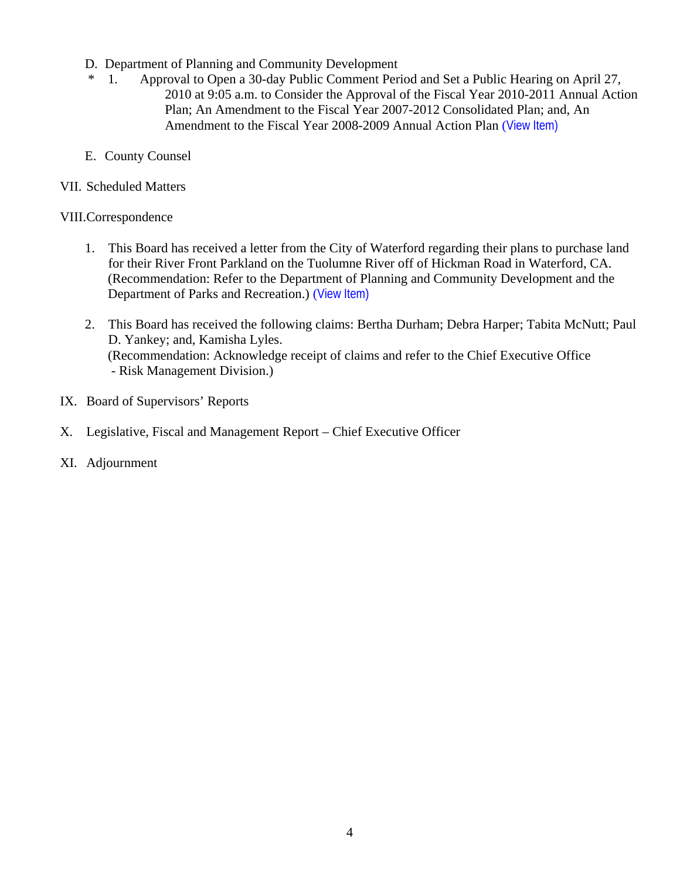D. Department of Planning and Community Development

\* 1. Approval to Open a 30-day Public Comment Period and Set a Public Hearing on April 27, 2010 at 9:05 a.m. to Consider the Approval of the Fiscal Year 2010-2011 Annual Action Plan; An Amendment to the Fiscal Year 2007-2012 Consolidated Plan; and, An Amendment to the Fiscal Year 2008-2009 Annual Action Plan (View Item)

E. County Counsel

VII. Scheduled Matters

VIII. Correspondence

1. This Board has received a letter from the City of Waterford regarding their plans to purchase land for their River Front Parkland on the Tuolumne River off of Hickman Road in Waterford, CA. (Recommendation: Refer to the Department of Planning and Community Development and the Department of Parks and Recreation.) (View Item)

2. This Board has received the following claims: Bertha Durham; Debra Harper; Tabita McNutt; Paul D. Yankey; and, Kamisha Lyles.
   (Recommendation: Acknowledge receipt of claims and refer to the Chief Executive Office - Risk Management Division.)

IX. Board of Supervisors' Reports

X. Legislative, Fiscal and Management Report – Chief Executive Officer

XI. Adjournment